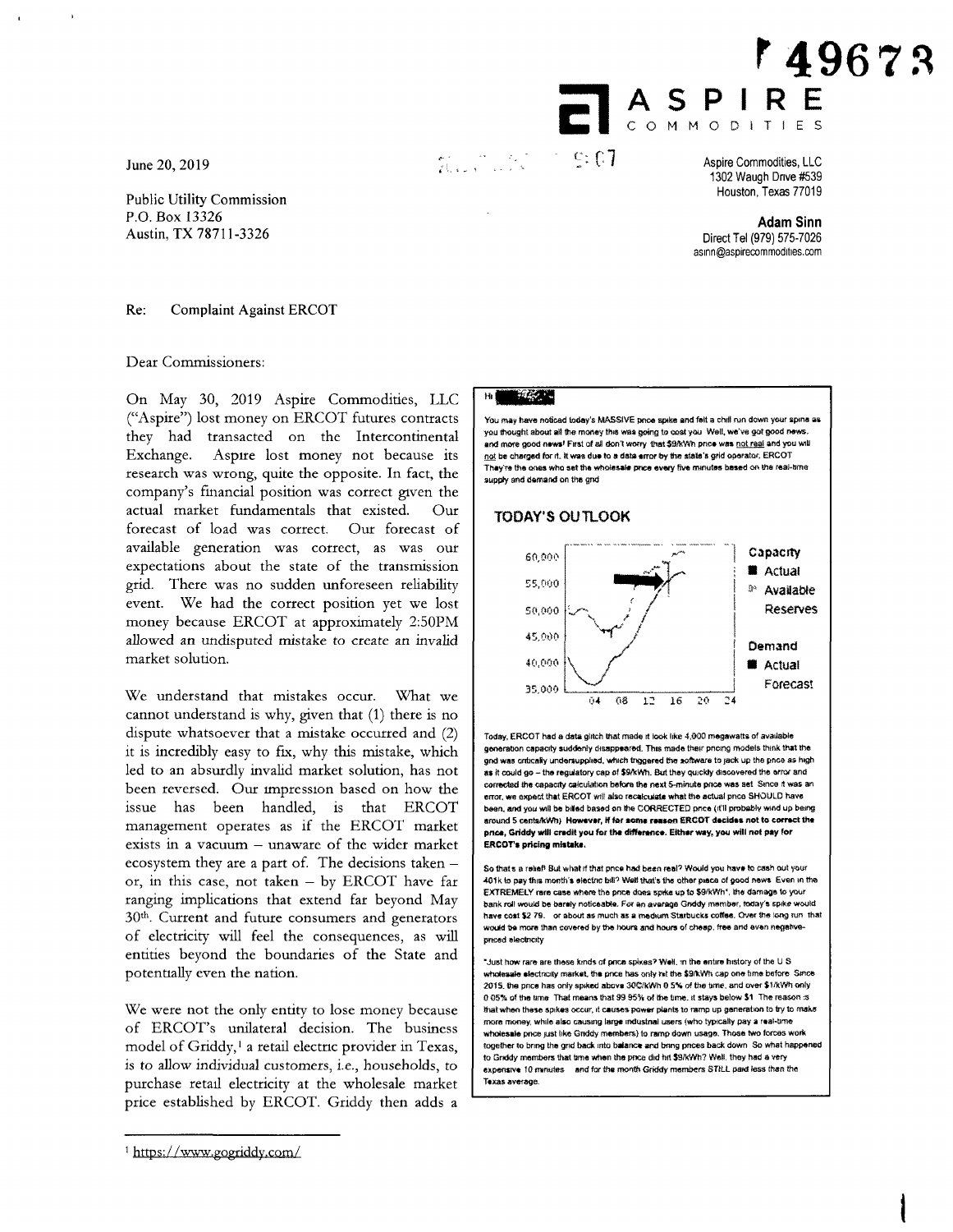49673

**ASPIRE**
COMMODITIES

June 20, 2019

Aspire Commodities, LLC
1302 Waugh Drive #539
Houston, Texas 77019

**Adam Sinn**
Direct Tel (979) 575-7026
asinn@aspirecommodities.com

Public Utility Commission
P.O. Box 13326
Austin, TX 78711-3326

Re: Complaint Against ERCOT

Dear Commissioners:

On May 30, 2019 Aspire Commodities, LLC ("Aspire") lost money on ERCOT futures contracts they had transacted on the Intercontinental Exchange. Aspire lost money not because its research was wrong, quite the opposite. In fact, the company's financial position was correct given the actual market fundamentals that existed. Our forecast of load was correct. Our forecast of available generation was correct, as was our expectations about the state of the transmission grid. There was no sudden unforeseen reliability event. We had the correct position yet we lost money because ERCOT at approximately 2:50PM allowed an undisputed mistake to create an invalid market solution.

We understand that mistakes occur. What we cannot understand is why, given that (1) there is no dispute whatsoever that a mistake occurred and (2) it is incredibly easy to fix, why this mistake, which led to an absurdly invalid market solution, has not been reversed. Our impression based on how the issue has been handled, is that ERCOT management operates as if the ERCOT market exists in a vacuum – unaware of the wider market ecosystem they are a part of. The decisions taken – or, in this case, not taken – by ERCOT have far ranging implications that extend far beyond May 30th. Current and future consumers and generators of electricity will feel the consequences, as will entities beyond the boundaries of the State and potentially even the nation.

We were not the only entity to lose money because of ERCOT's unilateral decision. The business model of Griddy,[1] a retail electric provider in Texas, is to allow individual customers, i.e., households, to purchase retail electricity at the wholesale market price established by ERCOT. Griddy then adds a

> Hi
>
> You may have noticed today's MASSIVE price spike and felt a chill run down your spine as you thought about all the money this was going to cost you. Well, we've got good news, and more good news! First of all don't worry that $9/kWh price was not real and you will not be charged for it. It was due to a data error by the state's grid operator, ERCOT. They're the ones who set the wholesale price every five minutes based on the real-time supply and demand on the grid.
>
> **TODAY'S OUTLOOK**
>
> [Chart: Capacity — Actual, Available Reserves; Demand — Actual, Forecast]
>
> Today, ERCOT had a data glitch that made it look like 4,000 megawatts of available generation capacity suddenly disappeared. This made their pricing models think that the grid was critically undersupplied, which triggered the software to jack up the price as high as it could go – the regulatory cap of $9/kWh. But they quickly discovered the error and corrected the capacity calculation before the next 5-minute price was set. Since it was an error, we expect that ERCOT will also recalculate what the actual price SHOULD have been, and you will be billed based on the CORRECTED price (it'll probably wind up being around 5 cents/kWh). **However, if for some reason ERCOT decides not to correct the price, Griddy will credit you for the difference. Either way, you will not pay for ERCOT's pricing mistake.**
>
> So that's a relief! But what if that price had been real? Would you have to cash out your 401k to pay this month's electric bill? Well that's the other piece of good news. Even in the EXTREMELY rare case where the price does spike up to $9/kWh*, the damage to your bank roll would be barely noticeable. For an average Griddy member, today's spike would have cost $2.79... or about as much as a medium Starbucks coffee. Over the long run that would be more than covered by the hours and hours of cheap, free and even negative-priced electricity.
>
> *Just how rare are these kinds of price spikes? Well, in the entire history of the U.S. wholesale electricity market, the price has only hit the $9/kWh cap one time before. Since 2015, the price has only spiked above 30¢/kWh 0.5% of the time, and over $1/kWh only 0.05% of the time. That means that 99.95% of the time, it stays below $1. The reason is that when these spikes occur, it causes power plants to ramp up generation to try to make more money, while also causing large industrial users (who typically pay a real-time wholesale price just like Griddy members) to ramp down usage. Those two forces work together to bring the grid back into balance and bring prices back down. So what happened to Griddy members that time when the price did hit $9/kWh? Well, they had a very expensive 10 minutes... and for the month Griddy members STILL paid less than the Texas average.

[1] https://www.gogriddy.com/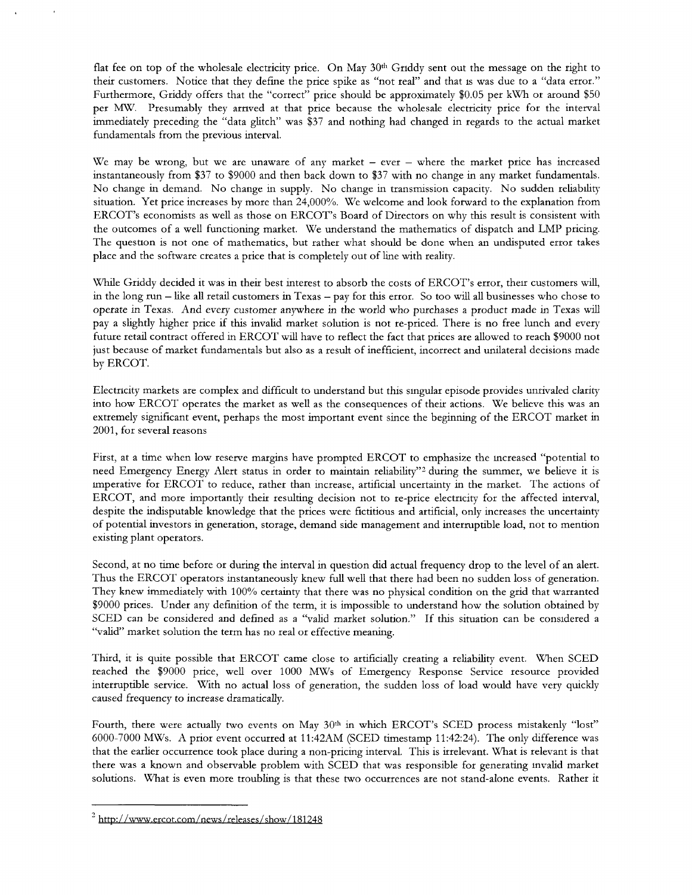flat fee on top of the wholesale electricity price. On May 30th Griddy sent out the message on the right to their customers. Notice that they define the price spike as "not real" and that is was due to a "data error." Furthermore, Griddy offers that the "correct" price should be approximately $0.05 per kWh or around $50 per MW. Presumably they arrived at that price because the wholesale electricity price for the interval immediately preceding the "data glitch" was $37 and nothing had changed in regards to the actual market fundamentals from the previous interval.

We may be wrong, but we are unaware of any market – ever – where the market price has increased instantaneously from $37 to $9000 and then back down to $37 with no change in any market fundamentals. No change in demand. No change in supply. No change in transmission capacity. No sudden reliability situation. Yet price increases by more than 24,000%. We welcome and look forward to the explanation from ERCOT's economists as well as those on ERCOT's Board of Directors on why this result is consistent with the outcomes of a well functioning market. We understand the mathematics of dispatch and LMP pricing. The question is not one of mathematics, but rather what should be done when an undisputed error takes place and the software creates a price that is completely out of line with reality.

While Griddy decided it was in their best interest to absorb the costs of ERCOT's error, their customers will, in the long run – like all retail customers in Texas – pay for this error. So too will all businesses who chose to operate in Texas. And every customer anywhere in the world who purchases a product made in Texas will pay a slightly higher price if this invalid market solution is not re-priced. There is no free lunch and every future retail contract offered in ERCOT will have to reflect the fact that prices are allowed to reach $9000 not just because of market fundamentals but also as a result of inefficient, incorrect and unilateral decisions made by ERCOT.

Electricity markets are complex and difficult to understand but this singular episode provides unrivaled clarity into how ERCOT operates the market as well as the consequences of their actions. We believe this was an extremely significant event, perhaps the most important event since the beginning of the ERCOT market in 2001, for several reasons

First, at a time when low reserve margins have prompted ERCOT to emphasize the increased "potential to need Emergency Energy Alert status in order to maintain reliability"[2] during the summer, we believe it is imperative for ERCOT to reduce, rather than increase, artificial uncertainty in the market. The actions of ERCOT, and more importantly their resulting decision not to re-price electricity for the affected interval, despite the indisputable knowledge that the prices were fictitious and artificial, only increases the uncertainty of potential investors in generation, storage, demand side management and interruptible load, not to mention existing plant operators.

Second, at no time before or during the interval in question did actual frequency drop to the level of an alert. Thus the ERCOT operators instantaneously knew full well that there had been no sudden loss of generation. They knew immediately with 100% certainty that there was no physical condition on the grid that warranted $9000 prices. Under any definition of the term, it is impossible to understand how the solution obtained by SCED can be considered and defined as a "valid market solution." If this situation can be considered a "valid" market solution the term has no real or effective meaning.

Third, it is quite possible that ERCOT came close to artificially creating a reliability event. When SCED reached the $9000 price, well over 1000 MWs of Emergency Response Service resource provided interruptible service. With no actual loss of generation, the sudden loss of load would have very quickly caused frequency to increase dramatically.

Fourth, there were actually two events on May 30th in which ERCOT's SCED process mistakenly "lost" 6000-7000 MWs. A prior event occurred at 11:42AM (SCED timestamp 11:42:24). The only difference was that the earlier occurrence took place during a non-pricing interval. This is irrelevant. What is relevant is that there was a known and observable problem with SCED that was responsible for generating invalid market solutions. What is even more troubling is that these two occurrences are not stand-alone events. Rather it

---

[2] http://www.ercot.com/news/releases/show/181248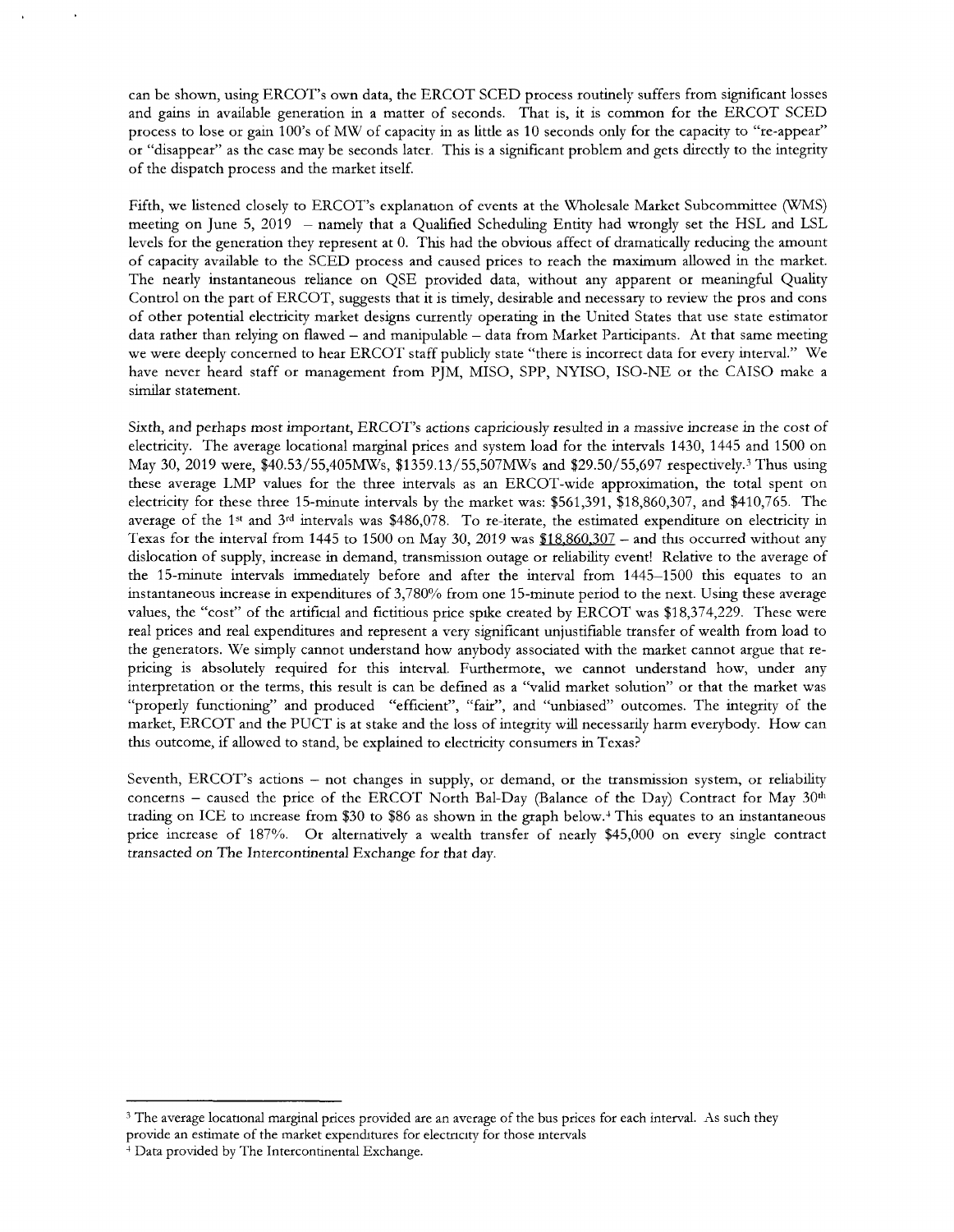can be shown, using ERCOT's own data, the ERCOT SCED process routinely suffers from significant losses and gains in available generation in a matter of seconds. That is, it is common for the ERCOT SCED process to lose or gain 100's of MW of capacity in as little as 10 seconds only for the capacity to "re-appear" or "disappear" as the case may be seconds later. This is a significant problem and gets directly to the integrity of the dispatch process and the market itself.

Fifth, we listened closely to ERCOT's explanation of events at the Wholesale Market Subcommittee (WMS) meeting on June 5, 2019 – namely that a Qualified Scheduling Entity had wrongly set the HSL and LSL levels for the generation they represent at 0. This had the obvious affect of dramatically reducing the amount of capacity available to the SCED process and caused prices to reach the maximum allowed in the market. The nearly instantaneous reliance on QSE provided data, without any apparent or meaningful Quality Control on the part of ERCOT, suggests that it is timely, desirable and necessary to review the pros and cons of other potential electricity market designs currently operating in the United States that use state estimator data rather than relying on flawed – and manipulable – data from Market Participants. At that same meeting we were deeply concerned to hear ERCOT staff publicly state "there is incorrect data for every interval." We have never heard staff or management from PJM, MISO, SPP, NYISO, ISO-NE or the CAISO make a similar statement.

Sixth, and perhaps most important, ERCOT's actions capriciously resulted in a massive increase in the cost of electricity. The average locational marginal prices and system load for the intervals 1430, 1445 and 1500 on May 30, 2019 were, $40.53/55,405MWs, $1359.13/55,507MWs and $29.50/55,697 respectively.[3] Thus using these average LMP values for the three intervals as an ERCOT-wide approximation, the total spent on electricity for these three 15-minute intervals by the market was: $561,391, $18,860,307, and $410,765. The average of the 1st and 3rd intervals was $486,078. To re-iterate, the estimated expenditure on electricity in Texas for the interval from 1445 to 1500 on May 30, 2019 was <u>$18,860,307</u> – and this occurred without any dislocation of supply, increase in demand, transmission outage or reliability event! Relative to the average of the 15-minute intervals immediately before and after the interval from 1445–1500 this equates to an instantaneous increase in expenditures of 3,780% from one 15-minute period to the next. Using these average values, the "cost" of the artificial and fictitious price spike created by ERCOT was $18,374,229. These were real prices and real expenditures and represent a very significant unjustifiable transfer of wealth from load to the generators. We simply cannot understand how anybody associated with the market cannot argue that re-pricing is absolutely required for this interval. Furthermore, we cannot understand how, under any interpretation or the terms, this result is can be defined as a "valid market solution" or that the market was "properly functioning" and produced "efficient", "fair", and "unbiased" outcomes. The integrity of the market, ERCOT and the PUCT is at stake and the loss of integrity will necessarily harm everybody. How can this outcome, if allowed to stand, be explained to electricity consumers in Texas?

Seventh, ERCOT's actions – not changes in supply, or demand, or the transmission system, or reliability concerns – caused the price of the ERCOT North Bal-Day (Balance of the Day) Contract for May 30th trading on ICE to increase from $30 to $86 as shown in the graph below.[4] This equates to an instantaneous price increase of 187%. Or alternatively a wealth transfer of nearly $45,000 on every single contract transacted on The Intercontinental Exchange for that day.

---

[3] The average locational marginal prices provided are an average of the bus prices for each interval. As such they provide an estimate of the market expenditures for electricity for those intervals

[4] Data provided by The Intercontinental Exchange.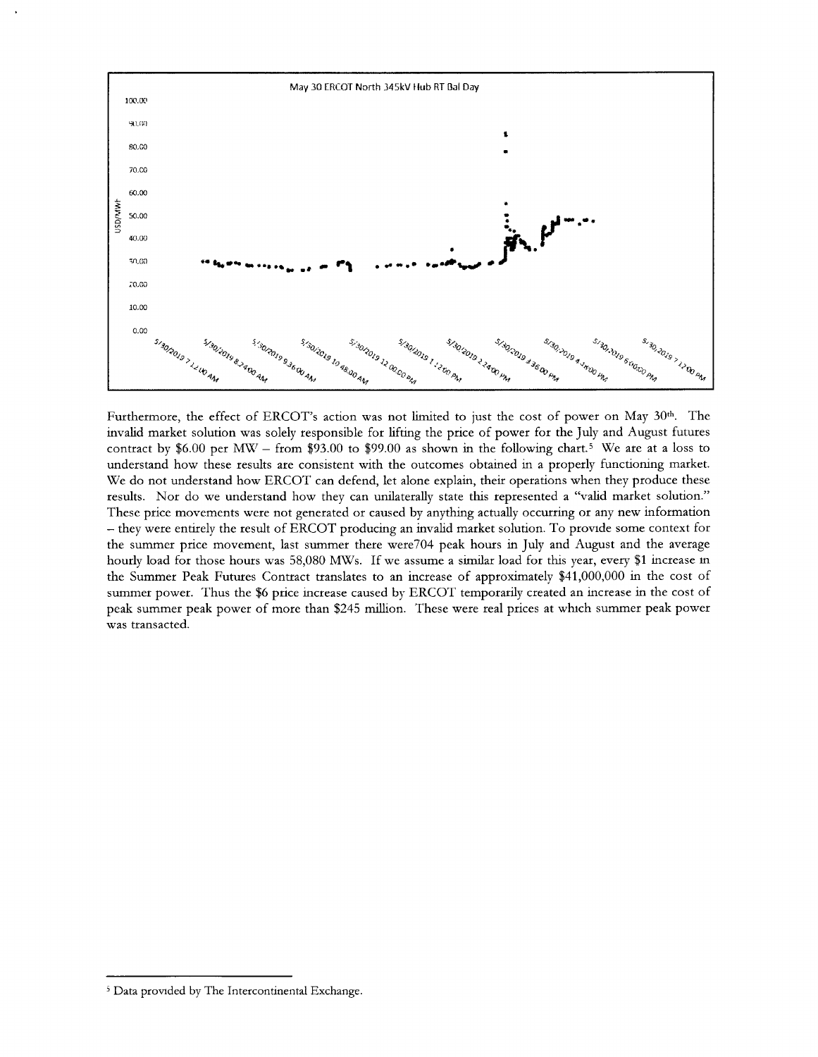May 30 ERCOT North 345kV Hub RT Bal Day

Furthermore, the effect of ERCOT's action was not limited to just the cost of power on May 30th. The invalid market solution was solely responsible for lifting the price of power for the July and August futures contract by $6.00 per MW – from $93.00 to $99.00 as shown in the following chart.[5] We are at a loss to understand how these results are consistent with the outcomes obtained in a properly functioning market. We do not understand how ERCOT can defend, let alone explain, their operations when they produce these results. Nor do we understand how they can unilaterally state this represented a "valid market solution." These price movements were not generated or caused by anything actually occurring or any new information – they were entirely the result of ERCOT producing an invalid market solution. To provide some context for the summer price movement, last summer there were704 peak hours in July and August and the average hourly load for those hours was 58,080 MWs. If we assume a similar load for this year, every $1 increase in the Summer Peak Futures Contract translates to an increase of approximately $41,000,000 in the cost of summer power. Thus the $6 price increase caused by ERCOT temporarily created an increase in the cost of peak summer peak power of more than $245 million. These were real prices at which summer peak power was transacted.

[5] Data provided by The Intercontinental Exchange.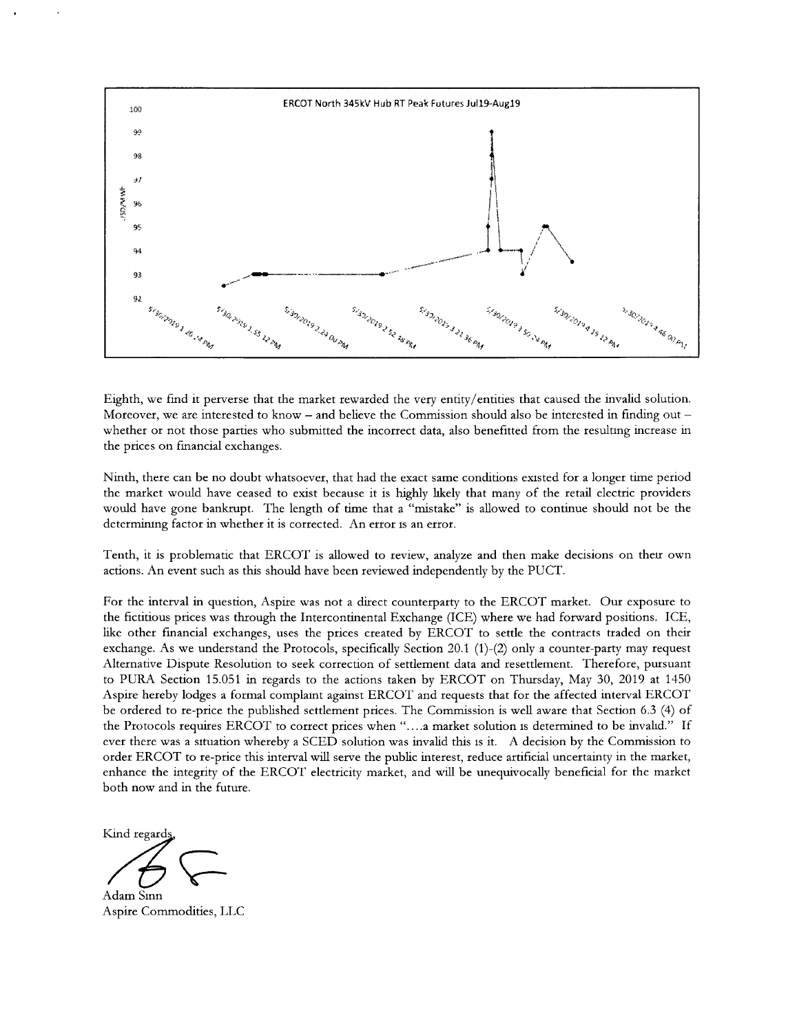ERCOT North 345kV Hub RT Peak Futures Jul19-Aug19

USD/MWh

100
99
98
97
96
95
94
93
92

5/30/2019 1:26:44 PM
5/30/2019 1:55:12 PM
5/30/2019 2:24:00 PM
5/30/2019 2:52:48 PM
5/30/2019 3:21:36 PM
5/30/2019 3:50:24 PM
5/30/2019 4:19:12 PM
5/30/2019 4:48:00 PM

Eighth, we find it perverse that the market rewarded the very entity/entities that caused the invalid solution. Moreover, we are interested to know – and believe the Commission should also be interested in finding out – whether or not those parties who submitted the incorrect data, also benefitted from the resulting increase in the prices on financial exchanges.

Ninth, there can be no doubt whatsoever, that had the exact same conditions existed for a longer time period the market would have ceased to exist because it is highly likely that many of the retail electric providers would have gone bankrupt. The length of time that a "mistake" is allowed to continue should not be the determining factor in whether it is corrected. An error is an error.

Tenth, it is problematic that ERCOT is allowed to review, analyze and then make decisions on their own actions. An event such as this should have been reviewed independently by the PUCT.

For the interval in question, Aspire was not a direct counterparty to the ERCOT market. Our exposure to the fictitious prices was through the Intercontinental Exchange (ICE) where we had forward positions. ICE, like other financial exchanges, uses the prices created by ERCOT to settle the contracts traded on their exchange. As we understand the Protocols, specifically Section 20.1 (1)-(2) only a counter-party may request Alternative Dispute Resolution to seek correction of settlement data and resettlement. Therefore, pursuant to PURA Section 15.051 in regards to the actions taken by ERCOT on Thursday, May 30, 2019 at 1450 Aspire hereby lodges a formal complaint against ERCOT and requests that for the affected interval ERCOT be ordered to re-price the published settlement prices. The Commission is well aware that Section 6.3 (4) of the Protocols requires ERCOT to correct prices when "....a market solution is determined to be invalid." If ever there was a situation whereby a SCED solution was invalid this is it. A decision by the Commission to order ERCOT to re-price this interval will serve the public interest, reduce artificial uncertainty in the market, enhance the integrity of the ERCOT electricity market, and will be unequivocally beneficial for the market both now and in the future.

Kind regards,

Adam Sinn
Aspire Commodities, LLC